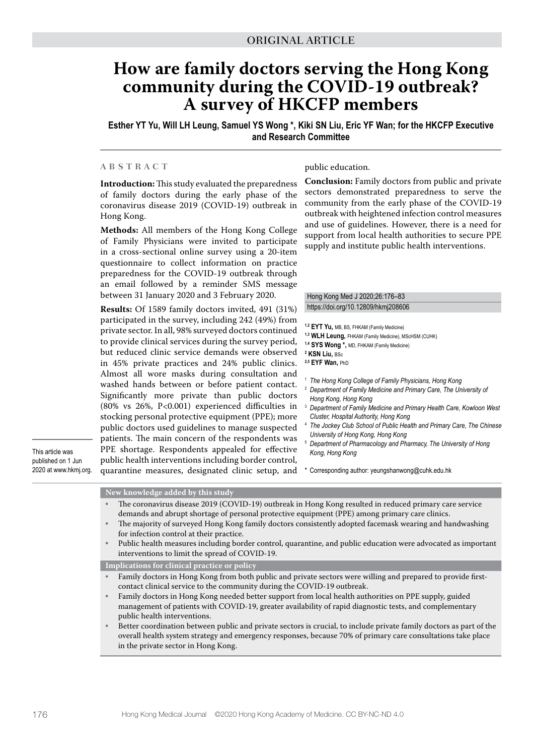ORIGINAL ARTICLE

# How are family doctors serving the Hong Kong community during the COVID-19 outbreak? A survey of HKCFP members

**Esther YT Yu, Will LH Leung, Samuel YS Wong \*, Kiki SN Liu, Eric YF Wan; for the HKCFP Executive and Research Committee**

## ABSTRACT

**Introduction:** This study evaluated the preparedness of family doctors during the early phase of the coronavirus disease 2019 (COVID-19) outbreak in Hong Kong.

**Methods:** All members of the Hong Kong College of Family Physicians were invited to participate in a cross-sectional online survey using a 20-item questionnaire to collect information on practice preparedness for the COVID-19 outbreak through an email followed by a reminder SMS message between 31 January 2020 and 3 February 2020.

**Results:** Of 1589 family doctors invited, 491 (31%) participated in the survey, including 242 (49%) from private sector. In all, 98% surveyed doctors continued to provide clinical services during the survey period, but reduced clinic service demands were observed in 45% private practices and 24% public clinics. Almost all wore masks during consultation and washed hands between or before patient contact. Significantly more private than public doctors (80% vs 26%, P<0.001) experienced difficulties in stocking personal protective equipment (PPE); more public doctors used guidelines to manage suspected patients. The main concern of the respondents was PPE shortage. Respondents appealed for effective public health interventions including border control, quarantine measures, designated clinic setup, and public education.

**Conclusion:** Family doctors from public and private sectors demonstrated preparedness to serve the community from the early phase of the COVID-19 outbreak with heightened infection control measures and use of guidelines. However, there is a need for support from local health authorities to secure PPE supply and institute public health interventions.

Hong Kong Med J 2020;26:176–83
https://doi.org/10.12809/hkmj208606

[1,2] **EYT Yu,** MB, BS, FHKAM (Family Medicine)
[1,3] **WLH Leung,** FHKAM (Family Medicine), MScHSM (CUHK)
[1,4] **SYS Wong \*,** MD, FHKAM (Family Medicine)
[2] **KSN Liu,** BSc
[2,5] **EYF Wan,** PhD

[1] *The Hong Kong College of Family Physicians, Hong Kong*
[2] *Department of Family Medicine and Primary Care, The University of Hong Kong, Hong Kong*
[3] *Department of Family Medicine and Primary Health Care, Kowloon West Cluster, Hospital Authority, Hong Kong*
[4] *The Jockey Club School of Public Health and Primary Care, The Chinese University of Hong Kong, Hong Kong*
[5] *Department of Pharmacology and Pharmacy, The University of Hong Kong, Hong Kong*

\* Corresponding author: yeungshanwong@cuhk.edu.hk

This article was published on 1 Jun 2020 at www.hkmj.org.

**New knowledge added by this study**

- The coronavirus disease 2019 (COVID-19) outbreak in Hong Kong resulted in reduced primary care service demands and abrupt shortage of personal protective equipment (PPE) among primary care clinics.
- The majority of surveyed Hong Kong family doctors consistently adopted facemask wearing and handwashing for infection control at their practice.
- Public health measures including border control, quarantine, and public education were advocated as important interventions to limit the spread of COVID-19.

**Implications for clinical practice or policy**

- Family doctors in Hong Kong from both public and private sectors were willing and prepared to provide first-contact clinical service to the community during the COVID-19 outbreak.
- Family doctors in Hong Kong needed better support from local health authorities on PPE supply, guided management of patients with COVID-19, greater availability of rapid diagnostic tests, and complementary public health interventions.
- Better coordination between public and private sectors is crucial, to include private family doctors as part of the overall health system strategy and emergency responses, because 70% of primary care consultations take place in the private sector in Hong Kong.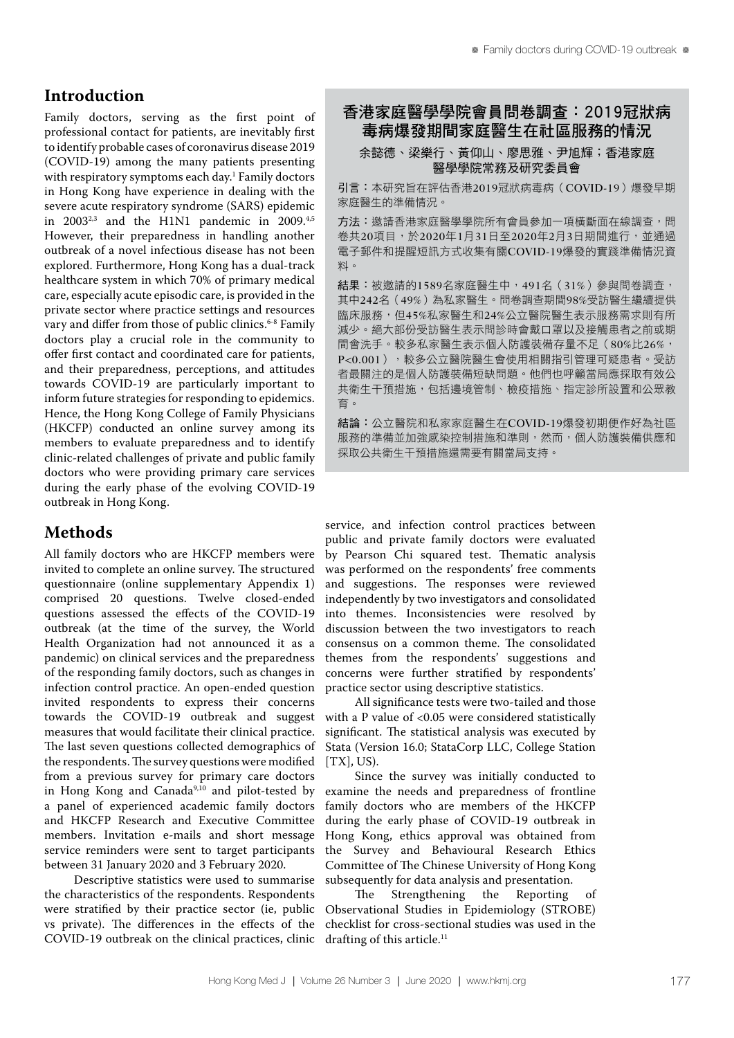## Introduction

Family doctors, serving as the first point of professional contact for patients, are inevitably first to identify probable cases of coronavirus disease 2019 (COVID-19) among the many patients presenting with respiratory symptoms each day.[1] Family doctors in Hong Kong have experience in dealing with the severe acute respiratory syndrome (SARS) epidemic in 2003[2,3] and the H1N1 pandemic in 2009.[4,5] However, their preparedness in handling another outbreak of a novel infectious disease has not been explored. Furthermore, Hong Kong has a dual-track healthcare system in which 70% of primary medical care, especially acute episodic care, is provided in the private sector where practice settings and resources vary and differ from those of public clinics.[6-8] Family doctors play a crucial role in the community to offer first contact and coordinated care for patients, and their preparedness, perceptions, and attitudes towards COVID-19 are particularly important to inform future strategies for responding to epidemics. Hence, the Hong Kong College of Family Physicians (HKCFP) conducted an online survey among its members to evaluate preparedness and to identify clinic-related challenges of private and public family doctors who were providing primary care services during the early phase of the evolving COVID-19 outbreak in Hong Kong.

**香港家庭醫學學院會員問卷調查：2019冠狀病毒病爆發期間家庭醫生在社區服務的情況**

余懿德、梁樂行、黃仰山、廖思雅、尹旭輝；香港家庭醫學學院常務及研究委員會

引言：本研究旨在評估香港2019冠狀病毒病（COVID-19）爆發早期家庭醫生的準備情況。

方法：邀請香港家庭醫學學院所有會員參加一項橫斷面在線調查，問卷共20項目，於2020年1月31日至2020年2月3日期間進行，並通過電子郵件和提醒短訊方式收集有關COVID-19爆發的實踐準備情況資料。

結果：被邀請的1589名家庭醫生中，491名（31%）參與問卷調查，其中242名（49%）為私家醫生。問卷調查期間98%受訪醫生繼續提供臨床服務，但45%私家醫生和24%公立醫院醫生表示服務需求則有所減少。絕大部份受訪醫生表示問診時會戴口罩以及接觸患者之前或期間會洗手。較多私家醫生表示個人防護裝備存量不足（80%比26%，P<0.001），較多公立醫院醫生會使用相關指引管理可疑患者。受訪者最關注的是個人防護裝備短缺問題。他們也呼籲當局應採取有效公共衞生干預措施，包括邊境管制、檢疫措施、指定診所設置和公眾教育。

結論：公立醫院和私家家庭醫生在COVID-19爆發初期便作好為社區服務的準備並加強感染控制措施和準則，然而，個人防護裝備供應和採取公共衞生干預措施還需要有關當局支持。

## Methods

All family doctors who are HKCFP members were invited to complete an online survey. The structured questionnaire (online supplementary Appendix 1) comprised 20 questions. Twelve closed-ended questions assessed the effects of the COVID-19 outbreak (at the time of the survey, the World Health Organization had not announced it as a pandemic) on clinical services and the preparedness of the responding family doctors, such as changes in infection control practice. An open-ended question invited respondents to express their concerns towards the COVID-19 outbreak and suggest measures that would facilitate their clinical practice. The last seven questions collected demographics of the respondents. The survey questions were modified from a previous survey for primary care doctors in Hong Kong and Canada[9,10] and pilot-tested by a panel of experienced academic family doctors and HKCFP Research and Executive Committee members. Invitation e-mails and short message service reminders were sent to target participants between 31 January 2020 and 3 February 2020.

Descriptive statistics were used to summarise the characteristics of the respondents. Respondents were stratified by their practice sector (ie, public vs private). The differences in the effects of the COVID-19 outbreak on the clinical practices, clinic service, and infection control practices between public and private family doctors were evaluated by Pearson Chi squared test. Thematic analysis was performed on the respondents' free comments and suggestions. The responses were reviewed independently by two investigators and consolidated into themes. Inconsistencies were resolved by discussion between the two investigators to reach consensus on a common theme. The consolidated themes from the respondents' suggestions and concerns were further stratified by respondents' practice sector using descriptive statistics.

All significance tests were two-tailed and those with a P value of <0.05 were considered statistically significant. The statistical analysis was executed by Stata (Version 16.0; StataCorp LLC, College Station [TX], US).

Since the survey was initially conducted to examine the needs and preparedness of frontline family doctors who are members of the HKCFP during the early phase of COVID-19 outbreak in Hong Kong, ethics approval was obtained from the Survey and Behavioural Research Ethics Committee of The Chinese University of Hong Kong subsequently for data analysis and presentation.

The Strengthening the Reporting of Observational Studies in Epidemiology (STROBE) checklist for cross-sectional studies was used in the drafting of this article.[11]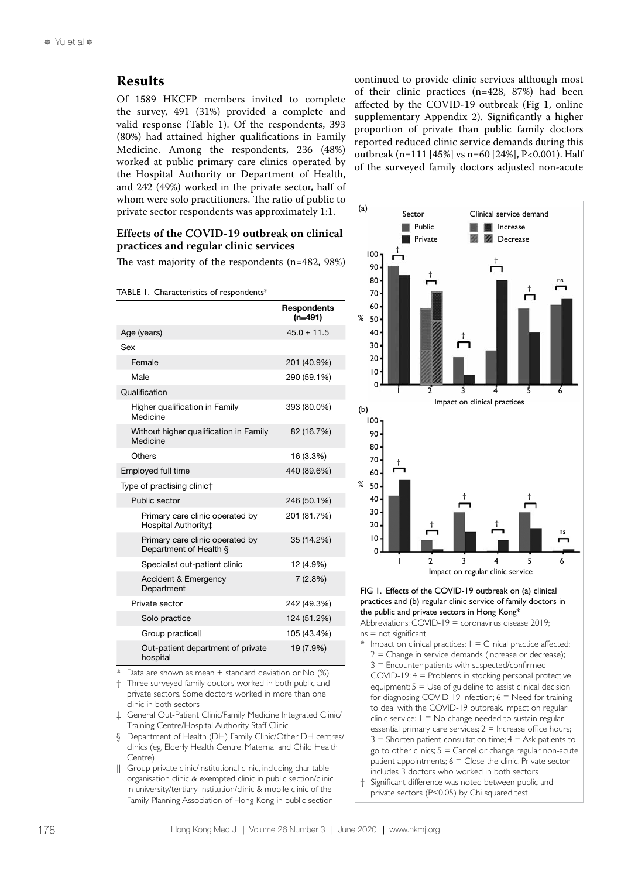## Results

Of 1589 HKCFP members invited to complete the survey, 491 (31%) provided a complete and valid response (Table 1). Of the respondents, 393 (80%) had attained higher qualifications in Family Medicine. Among the respondents, 236 (48%) worked at public primary care clinics operated by the Hospital Authority or Department of Health, and 242 (49%) worked in the private sector, half of whom were solo practitioners. The ratio of public to private sector respondents was approximately 1:1.

### Effects of the COVID-19 outbreak on clinical practices and regular clinic services

The vast majority of the respondents (n=482, 98%) continued to provide clinic services although most of their clinic practices (n=428, 87%) had been affected by the COVID-19 outbreak (Fig 1, online supplementary Appendix 2). Significantly a higher proportion of private than public family doctors reported reduced clinic service demands during this outbreak (n=111 [45%] vs n=60 [24%], P<0.001). Half of the surveyed family doctors adjusted non-acute

TABLE 1. Characteristics of respondents*

| | Respondents (n=491) |
|---|---|
| Age (years) | 45.0 ± 11.5 |
| Sex | |
| Female | 201 (40.9%) |
| Male | 290 (59.1%) |
| Qualification | |
| Higher qualification in Family Medicine | 393 (80.0%) |
| Without higher qualification in Family Medicine | 82 (16.7%) |
| Others | 16 (3.3%) |
| Employed full time | 440 (89.6%) |
| Type of practising clinic† | |
| Public sector | 246 (50.1%) |
| Primary care clinic operated by Hospital Authority‡ | 201 (81.7%) |
| Primary care clinic operated by Department of Health § | 35 (14.2%) |
| Specialist out-patient clinic | 12 (4.9%) |
| Accident & Emergency Department | 7 (2.8%) |
| Private sector | 242 (49.3%) |
| Solo practice | 124 (51.2%) |
| Group practice‖ | 105 (43.4%) |
| Out-patient department of private hospital | 19 (7.9%) |

\* Data are shown as mean ± standard deviation or No (%)

† Three surveyed family doctors worked in both public and private sectors. Some doctors worked in more than one clinic in both sectors

‡ General Out-Patient Clinic/Family Medicine Integrated Clinic/Training Centre/Hospital Authority Staff Clinic

§ Department of Health (DH) Family Clinic/Other DH centres/clinics (eg, Elderly Health Centre, Maternal and Child Health Centre)

‖ Group private clinic/institutional clinic, including charitable organisation clinic & exempted clinic in public section/clinic in university/tertiary institution/clinic & mobile clinic of the Family Planning Association of Hong Kong in public section

FIG 1. Effects of the COVID-19 outbreak on (a) clinical practices and (b) regular clinic service of family doctors in the public and private sectors in Hong Kong*

Abbreviations: COVID-19 = coronavirus disease 2019; ns = not significant

\* Impact on clinical practices: 1 = Clinical practice affected; 2 = Change in service demands (increase or decrease); 3 = Encounter patients with suspected/confirmed COVID-19; 4 = Problems in stocking personal protective equipment; 5 = Use of guideline to assist clinical decision for diagnosing COVID-19 infection; 6 = Need for training to deal with the COVID-19 outbreak. Impact on regular clinic service: 1 = No change needed to sustain regular essential primary care services; 2 = Increase office hours; 3 = Shorten patient consultation time; 4 = Ask patients to go to other clinics; 5 = Cancel or change regular non-acute patient appointments; 6 = Close the clinic. Private sector includes 3 doctors who worked in both sectors

† Significant difference was noted between public and private sectors (P<0.05) by Chi squared test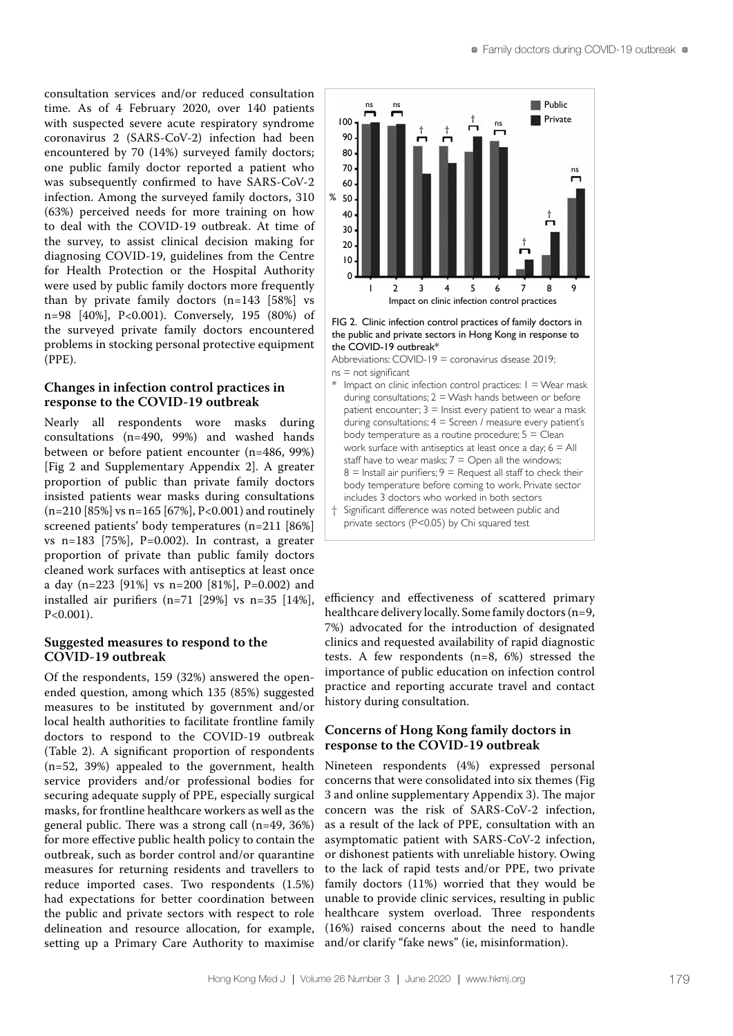consultation services and/or reduced consultation time. As of 4 February 2020, over 140 patients with suspected severe acute respiratory syndrome coronavirus 2 (SARS-CoV-2) infection had been encountered by 70 (14%) surveyed family doctors; one public family doctor reported a patient who was subsequently confirmed to have SARS-CoV-2 infection. Among the surveyed family doctors, 310 (63%) perceived needs for more training on how to deal with the COVID-19 outbreak. At time of the survey, to assist clinical decision making for diagnosing COVID-19, guidelines from the Centre for Health Protection or the Hospital Authority were used by public family doctors more frequently than by private family doctors (n=143 [58%] vs n=98 [40%], P<0.001). Conversely, 195 (80%) of the surveyed private family doctors encountered problems in stocking personal protective equipment (PPE).

### Changes in infection control practices in response to the COVID-19 outbreak

Nearly all respondents wore masks during consultations (n=490, 99%) and washed hands between or before patient encounter (n=486, 99%) [Fig 2 and Supplementary Appendix 2]. A greater proportion of public than private family doctors insisted patients wear masks during consultations (n=210 [85%] vs n=165 [67%], P<0.001) and routinely screened patients' body temperatures (n=211 [86%] vs n=183 [75%], P=0.002). In contrast, a greater proportion of private than public family doctors cleaned work surfaces with antiseptics at least once a day (n=223 [91%] vs n=200 [81%], P=0.002) and installed air purifiers (n=71 [29%] vs n=35 [14%], P<0.001).

FIG 2. Clinic infection control practices of family doctors in the public and private sectors in Hong Kong in response to the COVID-19 outbreak*

Abbreviations: COVID-19 = coronavirus disease 2019; ns = not significant

\* Impact on clinic infection control practices: 1 = Wear mask during consultations; 2 = Wash hands between or before patient encounter; 3 = Insist every patient to wear a mask during consultations; 4 = Screen / measure every patient's body temperature as a routine procedure; 5 = Clean work surface with antiseptics at least once a day; 6 = All staff have to wear masks; 7 = Open all the windows; 8 = Install air purifiers; 9 = Request all staff to check their body temperature before coming to work. Private sector includes 3 doctors who worked in both sectors

† Significant difference was noted between public and private sectors (P<0.05) by Chi squared test

### Suggested measures to respond to the COVID-19 outbreak

Of the respondents, 159 (32%) answered the open-ended question, among which 135 (85%) suggested measures to be instituted by government and/or local health authorities to facilitate frontline family doctors to respond to the COVID-19 outbreak (Table 2). A significant proportion of respondents (n=52, 39%) appealed to the government, health service providers and/or professional bodies for securing adequate supply of PPE, especially surgical masks, for frontline healthcare workers as well as the general public. There was a strong call (n=49, 36%) for more effective public health policy to contain the outbreak, such as border control and/or quarantine measures for returning residents and travellers to reduce imported cases. Two respondents (1.5%) had expectations for better coordination between the public and private sectors with respect to role delineation and resource allocation, for example, setting up a Primary Care Authority to maximise efficiency and effectiveness of scattered primary healthcare delivery locally. Some family doctors (n=9, 7%) advocated for the introduction of designated clinics and requested availability of rapid diagnostic tests. A few respondents (n=8, 6%) stressed the importance of public education on infection control practice and reporting accurate travel and contact history during consultation.

### Concerns of Hong Kong family doctors in response to the COVID-19 outbreak

Nineteen respondents (4%) expressed personal concerns that were consolidated into six themes (Fig 3 and online supplementary Appendix 3). The major concern was the risk of SARS-CoV-2 infection, as a result of the lack of PPE, consultation with an asymptomatic patient with SARS-CoV-2 infection, or dishonest patients with unreliable history. Owing to the lack of rapid tests and/or PPE, two private family doctors (11%) worried that they would be unable to provide clinic services, resulting in public healthcare system overload. Three respondents (16%) raised concerns about the need to handle and/or clarify "fake news" (ie, misinformation).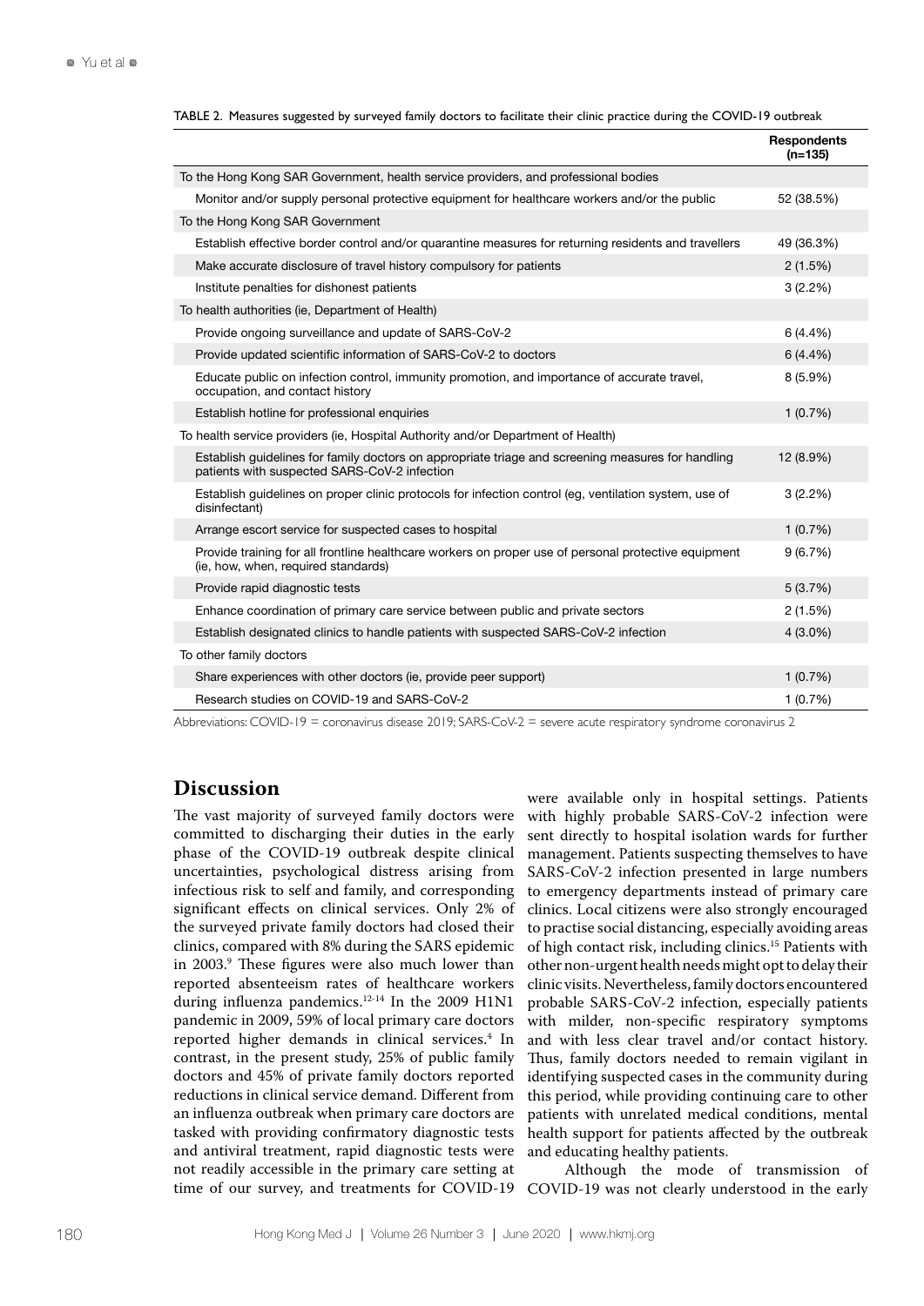TABLE 2. Measures suggested by surveyed family doctors to facilitate their clinic practice during the COVID-19 outbreak

| | Respondents (n=135) |
|---|---|
| To the Hong Kong SAR Government, health service providers, and professional bodies | |
| Monitor and/or supply personal protective equipment for healthcare workers and/or the public | 52 (38.5%) |
| To the Hong Kong SAR Government | |
| Establish effective border control and/or quarantine measures for returning residents and travellers | 49 (36.3%) |
| Make accurate disclosure of travel history compulsory for patients | 2 (1.5%) |
| Institute penalties for dishonest patients | 3 (2.2%) |
| To health authorities (ie, Department of Health) | |
| Provide ongoing surveillance and update of SARS-CoV-2 | 6 (4.4%) |
| Provide updated scientific information of SARS-CoV-2 to doctors | 6 (4.4%) |
| Educate public on infection control, immunity promotion, and importance of accurate travel, occupation, and contact history | 8 (5.9%) |
| Establish hotline for professional enquiries | 1 (0.7%) |
| To health service providers (ie, Hospital Authority and/or Department of Health) | |
| Establish guidelines for family doctors on appropriate triage and screening measures for handling patients with suspected SARS-CoV-2 infection | 12 (8.9%) |
| Establish guidelines on proper clinic protocols for infection control (eg, ventilation system, use of disinfectant) | 3 (2.2%) |
| Arrange escort service for suspected cases to hospital | 1 (0.7%) |
| Provide training for all frontline healthcare workers on proper use of personal protective equipment (ie, how, when, required standards) | 9 (6.7%) |
| Provide rapid diagnostic tests | 5 (3.7%) |
| Enhance coordination of primary care service between public and private sectors | 2 (1.5%) |
| Establish designated clinics to handle patients with suspected SARS-CoV-2 infection | 4 (3.0%) |
| To other family doctors | |
| Share experiences with other doctors (ie, provide peer support) | 1 (0.7%) |
| Research studies on COVID-19 and SARS-CoV-2 | 1 (0.7%) |

Abbreviations: COVID-19 = coronavirus disease 2019; SARS-CoV-2 = severe acute respiratory syndrome coronavirus 2

## Discussion

The vast majority of surveyed family doctors were committed to discharging their duties in the early phase of the COVID-19 outbreak despite clinical uncertainties, psychological distress arising from infectious risk to self and family, and corresponding significant effects on clinical services. Only 2% of the surveyed private family doctors had closed their clinics, compared with 8% during the SARS epidemic in 2003.[9] These figures were also much lower than reported absenteeism rates of healthcare workers during influenza pandemics.[12-14] In the 2009 H1N1 pandemic in 2009, 59% of local primary care doctors reported higher demands in clinical services.[4] In contrast, in the present study, 25% of public family doctors and 45% of private family doctors reported reductions in clinical service demand. Different from an influenza outbreak when primary care doctors are tasked with providing confirmatory diagnostic tests and antiviral treatment, rapid diagnostic tests were not readily accessible in the primary care setting at time of our survey, and treatments for COVID-19 were available only in hospital settings. Patients with highly probable SARS-CoV-2 infection were sent directly to hospital isolation wards for further management. Patients suspecting themselves to have SARS-CoV-2 infection presented in large numbers to emergency departments instead of primary care clinics. Local citizens were also strongly encouraged to practise social distancing, especially avoiding areas of high contact risk, including clinics.[15] Patients with other non-urgent health needs might opt to delay their clinic visits. Nevertheless, family doctors encountered probable SARS-CoV-2 infection, especially patients with milder, non-specific respiratory symptoms and with less clear travel and/or contact history. Thus, family doctors needed to remain vigilant in identifying suspected cases in the community during this period, while providing continuing care to other patients with unrelated medical conditions, mental health support for patients affected by the outbreak and educating healthy patients.

Although the mode of transmission of COVID-19 was not clearly understood in the early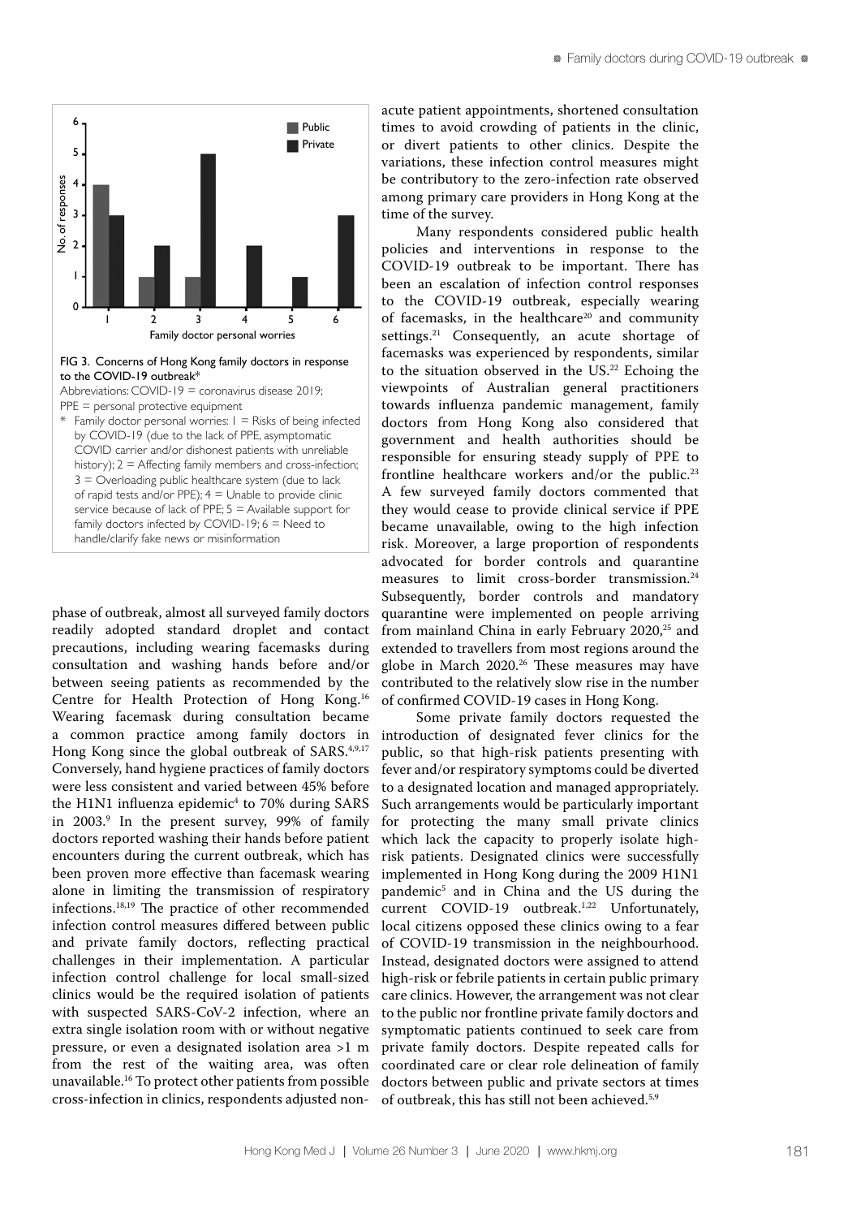FIG 3. Concerns of Hong Kong family doctors in response to the COVID-19 outbreak*

Abbreviations: COVID-19 = coronavirus disease 2019; PPE = personal protective equipment

\* Family doctor personal worries: 1 = Risks of being infected by COVID-19 (due to the lack of PPE, asymptomatic COVID carrier and/or dishonest patients with unreliable history); 2 = Affecting family members and cross-infection; 3 = Overloading public healthcare system (due to lack of rapid tests and/or PPE); 4 = Unable to provide clinic service because of lack of PPE; 5 = Available support for family doctors infected by COVID-19; 6 = Need to handle/clarify fake news or misinformation

phase of outbreak, almost all surveyed family doctors readily adopted standard droplet and contact precautions, including wearing facemasks during consultation and washing hands before and/or between seeing patients as recommended by the Centre for Health Protection of Hong Kong.[16] Wearing facemask during consultation became a common practice among family doctors in Hong Kong since the global outbreak of SARS.[4,9,17] Conversely, hand hygiene practices of family doctors were less consistent and varied between 45% before the H1N1 influenza epidemic[4] to 70% during SARS in 2003.[9] In the present survey, 99% of family doctors reported washing their hands before patient encounters during the current outbreak, which has been proven more effective than facemask wearing alone in limiting the transmission of respiratory infections.[18,19] The practice of other recommended infection control measures differed between public and private family doctors, reflecting practical challenges in their implementation. A particular infection control challenge for local small-sized clinics would be the required isolation of patients with suspected SARS-CoV-2 infection, where an extra single isolation room with or without negative pressure, or even a designated isolation area >1 m from the rest of the waiting area, was often unavailable.[16] To protect other patients from possible cross-infection in clinics, respondents adjusted non-acute patient appointments, shortened consultation times to avoid crowding of patients in the clinic, or divert patients to other clinics. Despite the variations, these infection control measures might be contributory to the zero-infection rate observed among primary care providers in Hong Kong at the time of the survey.

Many respondents considered public health policies and interventions in response to the COVID-19 outbreak to be important. There has been an escalation of infection control responses to the COVID-19 outbreak, especially wearing of facemasks, in the healthcare[20] and community settings.[21] Consequently, an acute shortage of facemasks was experienced by respondents, similar to the situation observed in the US.[22] Echoing the viewpoints of Australian general practitioners towards influenza pandemic management, family doctors from Hong Kong also considered that government and health authorities should be responsible for ensuring steady supply of PPE to frontline healthcare workers and/or the public.[23] A few surveyed family doctors commented that they would cease to provide clinical service if PPE became unavailable, owing to the high infection risk. Moreover, a large proportion of respondents advocated for border controls and quarantine measures to limit cross-border transmission.[24] Subsequently, border controls and mandatory quarantine were implemented on people arriving from mainland China in early February 2020,[25] and extended to travellers from most regions around the globe in March 2020.[26] These measures may have contributed to the relatively slow rise in the number of confirmed COVID-19 cases in Hong Kong.

Some private family doctors requested the introduction of designated fever clinics for the public, so that high-risk patients presenting with fever and/or respiratory symptoms could be diverted to a designated location and managed appropriately. Such arrangements would be particularly important for protecting the many small private clinics which lack the capacity to properly isolate high-risk patients. Designated clinics were successfully implemented in Hong Kong during the 2009 H1N1 pandemic[5] and in China and the US during the current COVID-19 outbreak.[1,22] Unfortunately, local citizens opposed these clinics owing to a fear of COVID-19 transmission in the neighbourhood. Instead, designated doctors were assigned to attend high-risk or febrile patients in certain public primary care clinics. However, the arrangement was not clear to the public nor frontline private family doctors and symptomatic patients continued to seek care from private family doctors. Despite repeated calls for coordinated care or clear role delineation of family doctors between public and private sectors at times of outbreak, this has still not been achieved.[5,9]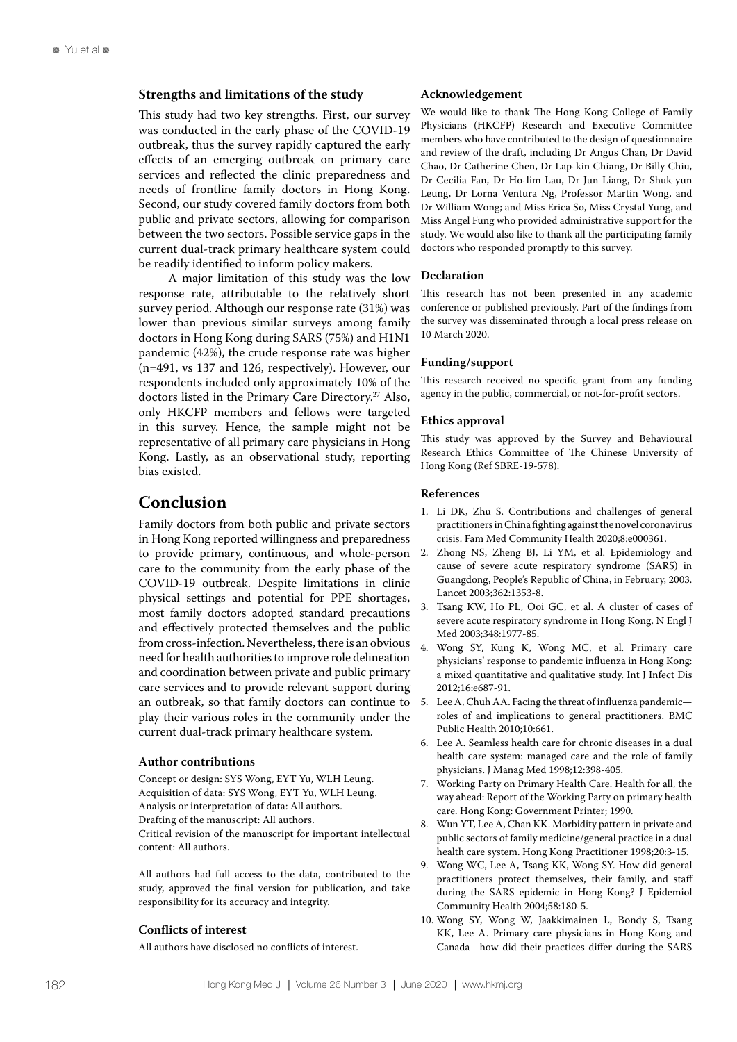### Strengths and limitations of the study

This study had two key strengths. First, our survey was conducted in the early phase of the COVID-19 outbreak, thus the survey rapidly captured the early effects of an emerging outbreak on primary care services and reflected the clinic preparedness and needs of frontline family doctors in Hong Kong. Second, our study covered family doctors from both public and private sectors, allowing for comparison between the two sectors. Possible service gaps in the current dual-track primary healthcare system could be readily identified to inform policy makers.

A major limitation of this study was the low response rate, attributable to the relatively short survey period. Although our response rate (31%) was lower than previous similar surveys among family doctors in Hong Kong during SARS (75%) and H1N1 pandemic (42%), the crude response rate was higher (n=491, vs 137 and 126, respectively). However, our respondents included only approximately 10% of the doctors listed in the Primary Care Directory.[27] Also, only HKCFP members and fellows were targeted in this survey. Hence, the sample might not be representative of all primary care physicians in Hong Kong. Lastly, as an observational study, reporting bias existed.

## Conclusion

Family doctors from both public and private sectors in Hong Kong reported willingness and preparedness to provide primary, continuous, and whole-person care to the community from the early phase of the COVID-19 outbreak. Despite limitations in clinic physical settings and potential for PPE shortages, most family doctors adopted standard precautions and effectively protected themselves and the public from cross-infection. Nevertheless, there is an obvious need for health authorities to improve role delineation and coordination between private and public primary care services and to provide relevant support during an outbreak, so that family doctors can continue to play their various roles in the community under the current dual-track primary healthcare system.

### Author contributions

Concept or design: SYS Wong, EYT Yu, WLH Leung.
Acquisition of data: SYS Wong, EYT Yu, WLH Leung.
Analysis or interpretation of data: All authors.
Drafting of the manuscript: All authors.
Critical revision of the manuscript for important intellectual content: All authors.

All authors had full access to the data, contributed to the study, approved the final version for publication, and take responsibility for its accuracy and integrity.

### Conflicts of interest

All authors have disclosed no conflicts of interest.

### Acknowledgement

We would like to thank The Hong Kong College of Family Physicians (HKCFP) Research and Executive Committee members who have contributed to the design of questionnaire and review of the draft, including Dr Angus Chan, Dr David Chao, Dr Catherine Chen, Dr Lap-kin Chiang, Dr Billy Chiu, Dr Cecilia Fan, Dr Ho-lim Lau, Dr Jun Liang, Dr Shuk-yun Leung, Dr Lorna Ventura Ng, Professor Martin Wong, and Dr William Wong; and Miss Erica So, Miss Crystal Yung, and Miss Angel Fung who provided administrative support for the study. We would also like to thank all the participating family doctors who responded promptly to this survey.

### Declaration

This research has not been presented in any academic conference or published previously. Part of the findings from the survey was disseminated through a local press release on 10 March 2020.

### Funding/support

This research received no specific grant from any funding agency in the public, commercial, or not-for-profit sectors.

### Ethics approval

This study was approved by the Survey and Behavioural Research Ethics Committee of The Chinese University of Hong Kong (Ref SBRE-19-578).

### References

1. Li DK, Zhu S. Contributions and challenges of general practitioners in China fighting against the novel coronavirus crisis. Fam Med Community Health 2020;8:e000361.
2. Zhong NS, Zheng BJ, Li YM, et al. Epidemiology and cause of severe acute respiratory syndrome (SARS) in Guangdong, People's Republic of China, in February, 2003. Lancet 2003;362:1353-8.
3. Tsang KW, Ho PL, Ooi GC, et al. A cluster of cases of severe acute respiratory syndrome in Hong Kong. N Engl J Med 2003;348:1977-85.
4. Wong SY, Kung K, Wong MC, et al. Primary care physicians' response to pandemic influenza in Hong Kong: a mixed quantitative and qualitative study. Int J Infect Dis 2012;16:e687-91.
5. Lee A, Chuh AA. Facing the threat of influenza pandemic—roles of and implications to general practitioners. BMC Public Health 2010;10:661.
6. Lee A. Seamless health care for chronic diseases in a dual health care system: managed care and the role of family physicians. J Manag Med 1998;12:398-405.
7. Working Party on Primary Health Care. Health for all, the way ahead: Report of the Working Party on primary health care. Hong Kong: Government Printer; 1990.
8. Wun YT, Lee A, Chan KK. Morbidity pattern in private and public sectors of family medicine/general practice in a dual health care system. Hong Kong Practitioner 1998;20:3-15.
9. Wong WC, Lee A, Tsang KK, Wong SY. How did general practitioners protect themselves, their family, and staff during the SARS epidemic in Hong Kong? J Epidemiol Community Health 2004;58:180-5.
10. Wong SY, Wong W, Jaakkimainen L, Bondy S, Tsang KK, Lee A. Primary care physicians in Hong Kong and Canada—how did their practices differ during the SARS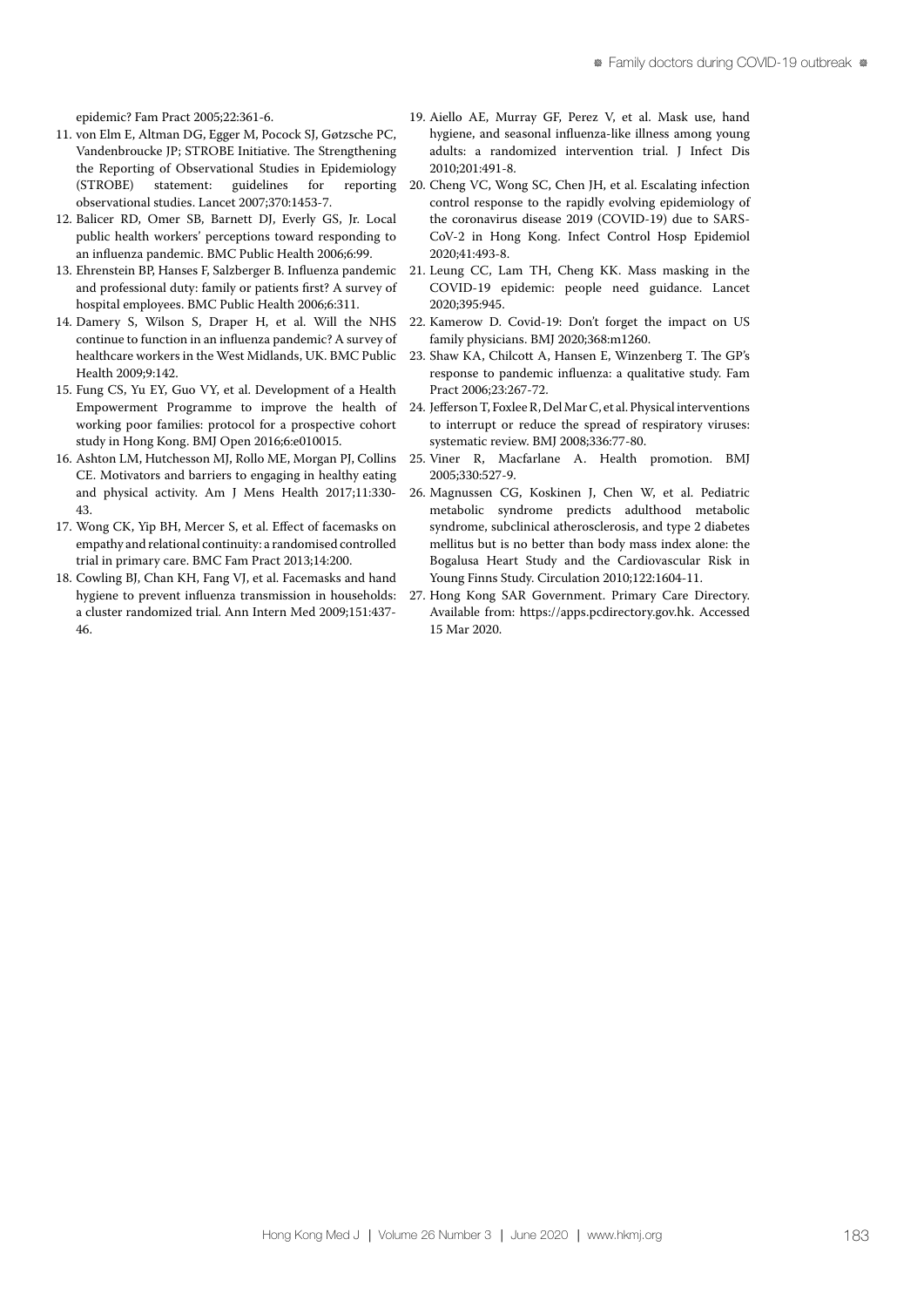epidemic? Fam Pract 2005;22:361-6.

11. von Elm E, Altman DG, Egger M, Pocock SJ, Gøtzsche PC, Vandenbroucke JP; STROBE Initiative. The Strengthening the Reporting of Observational Studies in Epidemiology (STROBE) statement: guidelines for reporting observational studies. Lancet 2007;370:1453-7.
12. Balicer RD, Omer SB, Barnett DJ, Everly GS, Jr. Local public health workers' perceptions toward responding to an influenza pandemic. BMC Public Health 2006;6:99.
13. Ehrenstein BP, Hanses F, Salzberger B. Influenza pandemic and professional duty: family or patients first? A survey of hospital employees. BMC Public Health 2006;6:311.
14. Damery S, Wilson S, Draper H, et al. Will the NHS continue to function in an influenza pandemic? A survey of healthcare workers in the West Midlands, UK. BMC Public Health 2009;9:142.
15. Fung CS, Yu EY, Guo VY, et al. Development of a Health Empowerment Programme to improve the health of working poor families: protocol for a prospective cohort study in Hong Kong. BMJ Open 2016;6:e010015.
16. Ashton LM, Hutchesson MJ, Rollo ME, Morgan PJ, Collins CE. Motivators and barriers to engaging in healthy eating and physical activity. Am J Mens Health 2017;11:330-43.
17. Wong CK, Yip BH, Mercer S, et al. Effect of facemasks on empathy and relational continuity: a randomised controlled trial in primary care. BMC Fam Pract 2013;14:200.
18. Cowling BJ, Chan KH, Fang VJ, et al. Facemasks and hand hygiene to prevent influenza transmission in households: a cluster randomized trial. Ann Intern Med 2009;151:437-46.
19. Aiello AE, Murray GF, Perez V, et al. Mask use, hand hygiene, and seasonal influenza-like illness among young adults: a randomized intervention trial. J Infect Dis 2010;201:491-8.
20. Cheng VC, Wong SC, Chen JH, et al. Escalating infection control response to the rapidly evolving epidemiology of the coronavirus disease 2019 (COVID-19) due to SARS-CoV-2 in Hong Kong. Infect Control Hosp Epidemiol 2020;41:493-8.
21. Leung CC, Lam TH, Cheng KK. Mass masking in the COVID-19 epidemic: people need guidance. Lancet 2020;395:945.
22. Kamerow D. Covid-19: Don't forget the impact on US family physicians. BMJ 2020;368:m1260.
23. Shaw KA, Chilcott A, Hansen E, Winzenberg T. The GP's response to pandemic influenza: a qualitative study. Fam Pract 2006;23:267-72.
24. Jefferson T, Foxlee R, Del Mar C, et al. Physical interventions to interrupt or reduce the spread of respiratory viruses: systematic review. BMJ 2008;336:77-80.
25. Viner R, Macfarlane A. Health promotion. BMJ 2005;330:527-9.
26. Magnussen CG, Koskinen J, Chen W, et al. Pediatric metabolic syndrome predicts adulthood metabolic syndrome, subclinical atherosclerosis, and type 2 diabetes mellitus but is no better than body mass index alone: the Bogalusa Heart Study and the Cardiovascular Risk in Young Finns Study. Circulation 2010;122:1604-11.
27. Hong Kong SAR Government. Primary Care Directory. Available from: https://apps.pcdirectory.gov.hk. Accessed 15 Mar 2020.